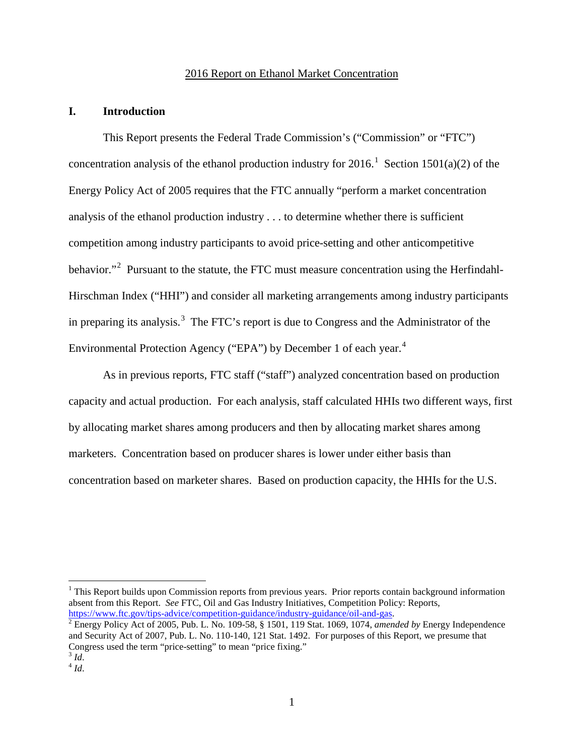2016 Report on Ethanol Market Concentration

## I. Introduction

This Report presents the Federal Trade Commission's ("Commission" or "FTC") concentration analysis of the ethanol production industry for 2016.[1] Section 1501(a)(2) of the Energy Policy Act of 2005 requires that the FTC annually "perform a market concentration analysis of the ethanol production industry . . . to determine whether there is sufficient competition among industry participants to avoid price-setting and other anticompetitive behavior."[2] Pursuant to the statute, the FTC must measure concentration using the Herfindahl-Hirschman Index ("HHI") and consider all marketing arrangements among industry participants in preparing its analysis.[3] The FTC's report is due to Congress and the Administrator of the Environmental Protection Agency ("EPA") by December 1 of each year.[4]

As in previous reports, FTC staff ("staff") analyzed concentration based on production capacity and actual production. For each analysis, staff calculated HHIs two different ways, first by allocating market shares among producers and then by allocating market shares among marketers. Concentration based on producer shares is lower under either basis than concentration based on marketer shares. Based on production capacity, the HHIs for the U.S.

---

[1] This Report builds upon Commission reports from previous years. Prior reports contain background information absent from this Report. *See* FTC, Oil and Gas Industry Initiatives, Competition Policy: Reports, https://www.ftc.gov/tips-advice/competition-guidance/industry-guidance/oil-and-gas.

[2] Energy Policy Act of 2005, Pub. L. No. 109-58, § 1501, 119 Stat. 1069, 1074, *amended by* Energy Independence and Security Act of 2007, Pub. L. No. 110-140, 121 Stat. 1492. For purposes of this Report, we presume that Congress used the term "price-setting" to mean "price fixing."

[3] *Id*.

[4] *Id*.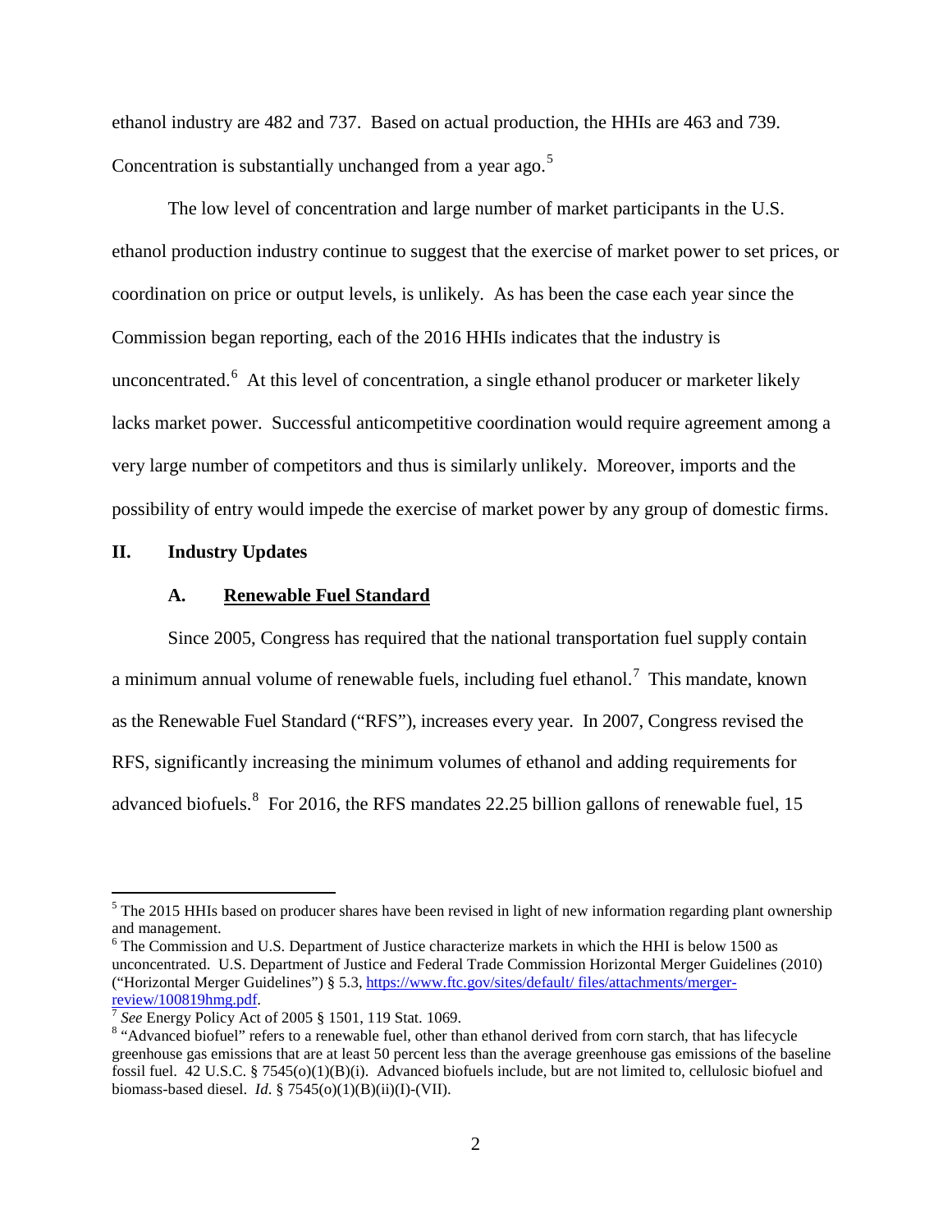ethanol industry are 482 and 737. Based on actual production, the HHIs are 463 and 739. Concentration is substantially unchanged from a year ago.[5]

The low level of concentration and large number of market participants in the U.S. ethanol production industry continue to suggest that the exercise of market power to set prices, or coordination on price or output levels, is unlikely. As has been the case each year since the Commission began reporting, each of the 2016 HHIs indicates that the industry is unconcentrated.[6] At this level of concentration, a single ethanol producer or marketer likely lacks market power. Successful anticompetitive coordination would require agreement among a very large number of competitors and thus is similarly unlikely. Moreover, imports and the possibility of entry would impede the exercise of market power by any group of domestic firms.

## II. Industry Updates

### A. Renewable Fuel Standard

Since 2005, Congress has required that the national transportation fuel supply contain a minimum annual volume of renewable fuels, including fuel ethanol.[7] This mandate, known as the Renewable Fuel Standard ("RFS"), increases every year. In 2007, Congress revised the RFS, significantly increasing the minimum volumes of ethanol and adding requirements for advanced biofuels.[8] For 2016, the RFS mandates 22.25 billion gallons of renewable fuel, 15

---

[5] The 2015 HHIs based on producer shares have been revised in light of new information regarding plant ownership and management.

[6] The Commission and U.S. Department of Justice characterize markets in which the HHI is below 1500 as unconcentrated. U.S. Department of Justice and Federal Trade Commission Horizontal Merger Guidelines (2010) ("Horizontal Merger Guidelines") § 5.3, https://www.ftc.gov/sites/default/ files/attachments/merger-review/100819hmg.pdf.

[7] *See* Energy Policy Act of 2005 § 1501, 119 Stat. 1069.

[8] "Advanced biofuel" refers to a renewable fuel, other than ethanol derived from corn starch, that has lifecycle greenhouse gas emissions that are at least 50 percent less than the average greenhouse gas emissions of the baseline fossil fuel. 42 U.S.C. § 7545(o)(1)(B)(i). Advanced biofuels include, but are not limited to, cellulosic biofuel and biomass-based diesel. *Id*. § 7545(o)(1)(B)(ii)(I)-(VII).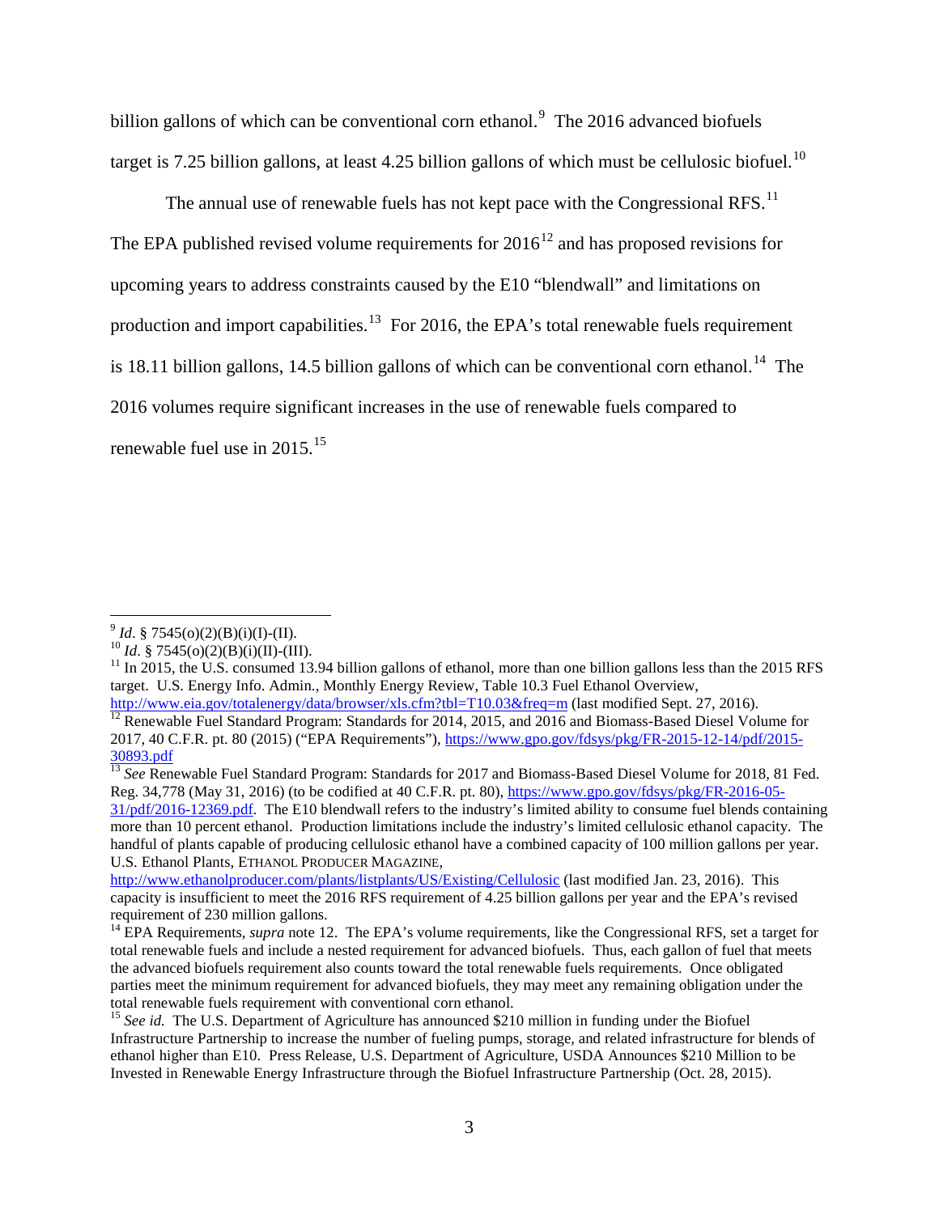billion gallons of which can be conventional corn ethanol.[9] The 2016 advanced biofuels target is 7.25 billion gallons, at least 4.25 billion gallons of which must be cellulosic biofuel.[10]

The annual use of renewable fuels has not kept pace with the Congressional RFS.[11] The EPA published revised volume requirements for 2016[12] and has proposed revisions for upcoming years to address constraints caused by the E10 "blendwall" and limitations on production and import capabilities.[13] For 2016, the EPA's total renewable fuels requirement is 18.11 billion gallons, 14.5 billion gallons of which can be conventional corn ethanol.[14] The 2016 volumes require significant increases in the use of renewable fuels compared to renewable fuel use in 2015.[15]

---

[9] *Id*. § 7545(o)(2)(B)(i)(I)-(II).

[10] *Id*. § 7545(o)(2)(B)(i)(II)-(III).

[11] In 2015, the U.S. consumed 13.94 billion gallons of ethanol, more than one billion gallons less than the 2015 RFS target. U.S. Energy Info. Admin., Monthly Energy Review, Table 10.3 Fuel Ethanol Overview, http://www.eia.gov/totalenergy/data/browser/xls.cfm?tbl=T10.03&freq=m (last modified Sept. 27, 2016).

[12] Renewable Fuel Standard Program: Standards for 2014, 2015, and 2016 and Biomass-Based Diesel Volume for 2017, 40 C.F.R. pt. 80 (2015) ("EPA Requirements"), https://www.gpo.gov/fdsys/pkg/FR-2015-12-14/pdf/2015-30893.pdf

[13] *See* Renewable Fuel Standard Program: Standards for 2017 and Biomass-Based Diesel Volume for 2018, 81 Fed. Reg. 34,778 (May 31, 2016) (to be codified at 40 C.F.R. pt. 80), https://www.gpo.gov/fdsys/pkg/FR-2016-05-31/pdf/2016-12369.pdf. The E10 blendwall refers to the industry's limited ability to consume fuel blends containing more than 10 percent ethanol. Production limitations include the industry's limited cellulosic ethanol capacity. The handful of plants capable of producing cellulosic ethanol have a combined capacity of 100 million gallons per year. U.S. Ethanol Plants, ETHANOL PRODUCER MAGAZINE, http://www.ethanolproducer.com/plants/listplants/US/Existing/Cellulosic (last modified Jan. 23, 2016). This capacity is insufficient to meet the 2016 RFS requirement of 4.25 billion gallons per year and the EPA's revised requirement of 230 million gallons.

[14] EPA Requirements, *supra* note 12. The EPA's volume requirements, like the Congressional RFS, set a target for total renewable fuels and include a nested requirement for advanced biofuels. Thus, each gallon of fuel that meets the advanced biofuels requirement also counts toward the total renewable fuels requirements. Once obligated parties meet the minimum requirement for advanced biofuels, they may meet any remaining obligation under the total renewable fuels requirement with conventional corn ethanol.

[15] *See id.* The U.S. Department of Agriculture has announced $210 million in funding under the Biofuel Infrastructure Partnership to increase the number of fueling pumps, storage, and related infrastructure for blends of ethanol higher than E10. Press Release, U.S. Department of Agriculture, USDA Announces $210 Million to be Invested in Renewable Energy Infrastructure through the Biofuel Infrastructure Partnership (Oct. 28, 2015).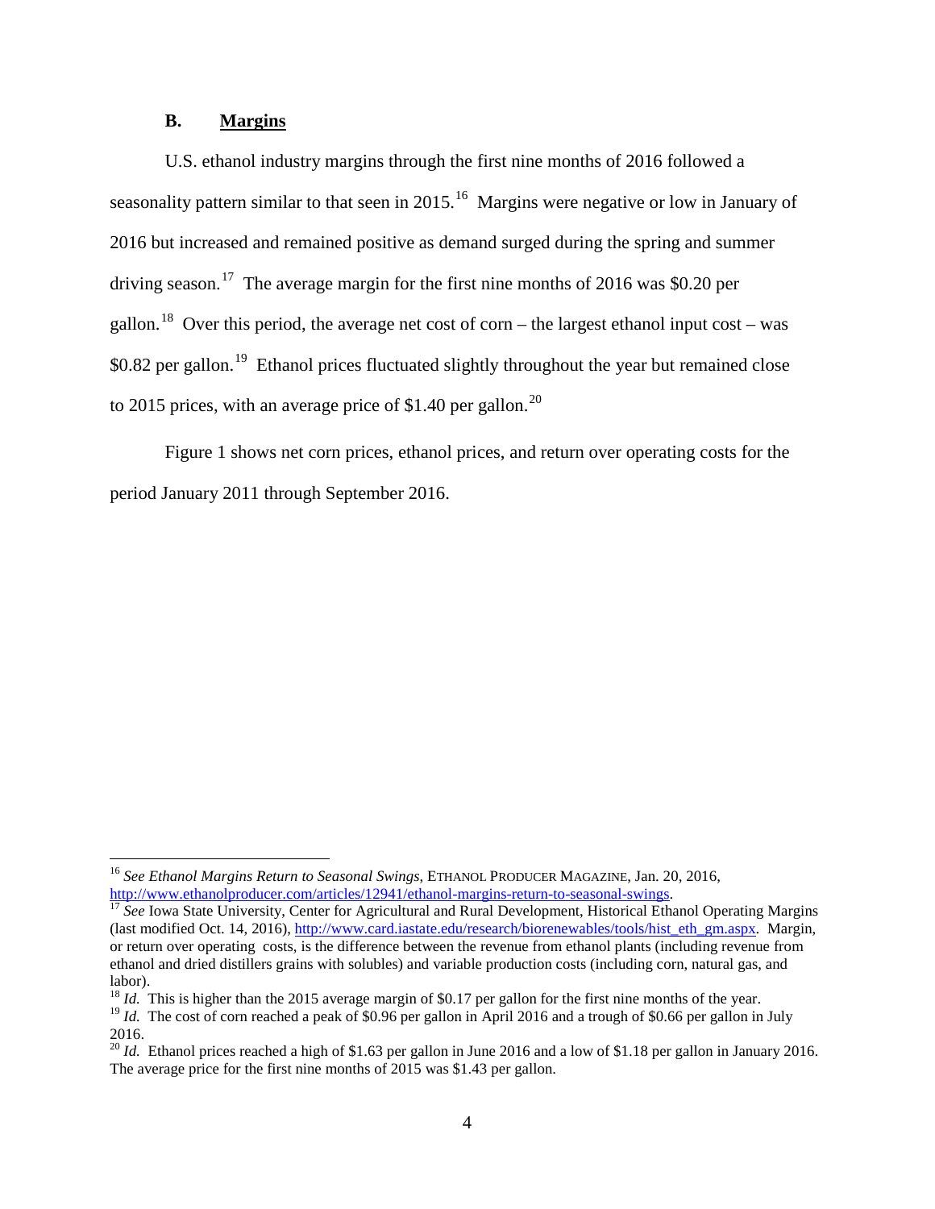### B. Margins

U.S. ethanol industry margins through the first nine months of 2016 followed a seasonality pattern similar to that seen in 2015.[16] Margins were negative or low in January of 2016 but increased and remained positive as demand surged during the spring and summer driving season.[17] The average margin for the first nine months of 2016 was $0.20 per gallon.[18] Over this period, the average net cost of corn – the largest ethanol input cost – was $0.82 per gallon.[19] Ethanol prices fluctuated slightly throughout the year but remained close to 2015 prices, with an average price of $1.40 per gallon.[20]

Figure 1 shows net corn prices, ethanol prices, and return over operating costs for the period January 2011 through September 2016.

---

[16] *See Ethanol Margins Return to Seasonal Swings*, ETHANOL PRODUCER MAGAZINE, Jan. 20, 2016, http://www.ethanolproducer.com/articles/12941/ethanol-margins-return-to-seasonal-swings.

[17] *See* Iowa State University, Center for Agricultural and Rural Development, Historical Ethanol Operating Margins (last modified Oct. 14, 2016), http://www.card.iastate.edu/research/biorenewables/tools/hist_eth_gm.aspx. Margin, or return over operating costs, is the difference between the revenue from ethanol plants (including revenue from ethanol and dried distillers grains with solubles) and variable production costs (including corn, natural gas, and labor).

[18] *Id.* This is higher than the 2015 average margin of $0.17 per gallon for the first nine months of the year.

[19] *Id.* The cost of corn reached a peak of $0.96 per gallon in April 2016 and a trough of $0.66 per gallon in July 2016.

[20] *Id.* Ethanol prices reached a high of $1.63 per gallon in June 2016 and a low of $1.18 per gallon in January 2016. The average price for the first nine months of 2015 was $1.43 per gallon.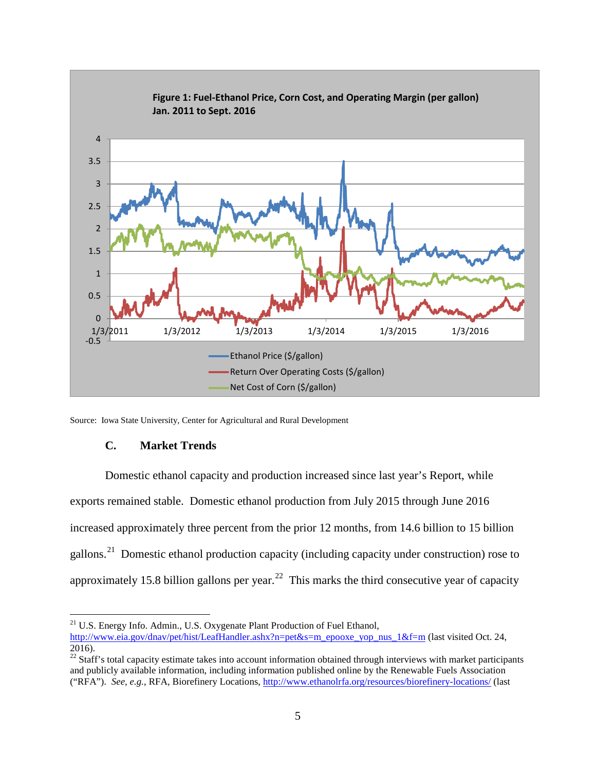**Figure 1: Fuel-Ethanol Price, Corn Cost, and Operating Margin (per gallon) Jan. 2011 to Sept. 2016**

Source: Iowa State University, Center for Agricultural and Rural Development

### C. Market Trends

Domestic ethanol capacity and production increased since last year's Report, while exports remained stable. Domestic ethanol production from July 2015 through June 2016 increased approximately three percent from the prior 12 months, from 14.6 billion to 15 billion gallons.[21] Domestic ethanol production capacity (including capacity under construction) rose to approximately 15.8 billion gallons per year.[22] This marks the third consecutive year of capacity

---

[21] U.S. Energy Info. Admin., U.S. Oxygenate Plant Production of Fuel Ethanol, http://www.eia.gov/dnav/pet/hist/LeafHandler.ashx?n=pet&s=m_epooxe_yop_nus_1&f=m (last visited Oct. 24, 2016).

[22] Staff's total capacity estimate takes into account information obtained through interviews with market participants and publicly available information, including information published online by the Renewable Fuels Association ("RFA"). *See, e.g.*, RFA, Biorefinery Locations, http://www.ethanolrfa.org/resources/biorefinery-locations/ (last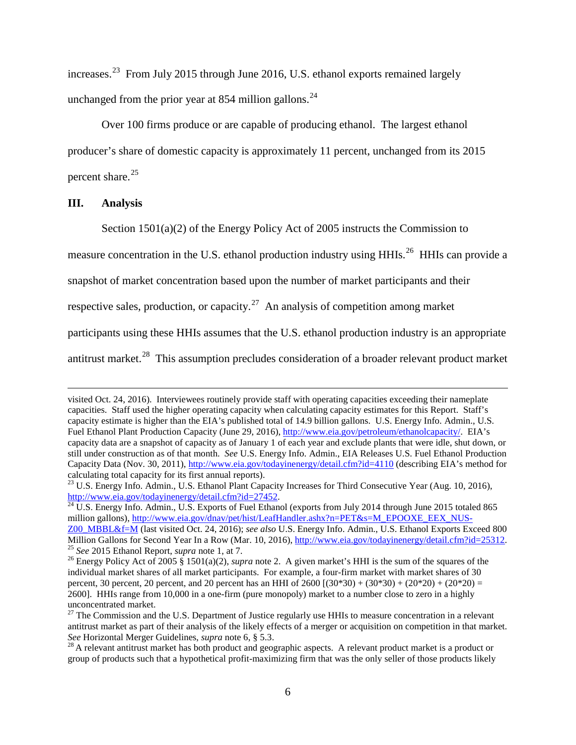increases.[23] From July 2015 through June 2016, U.S. ethanol exports remained largely unchanged from the prior year at 854 million gallons.[24]

Over 100 firms produce or are capable of producing ethanol. The largest ethanol producer's share of domestic capacity is approximately 11 percent, unchanged from its 2015 percent share.[25]

## III. Analysis

Section 1501(a)(2) of the Energy Policy Act of 2005 instructs the Commission to measure concentration in the U.S. ethanol production industry using HHIs.[26] HHIs can provide a snapshot of market concentration based upon the number of market participants and their respective sales, production, or capacity.[27] An analysis of competition among market participants using these HHIs assumes that the U.S. ethanol production industry is an appropriate antitrust market.[28] This assumption precludes consideration of a broader relevant product market

---

visited Oct. 24, 2016). Interviewees routinely provide staff with operating capacities exceeding their nameplate capacities. Staff used the higher operating capacity when calculating capacity estimates for this Report. Staff's capacity estimate is higher than the EIA's published total of 14.9 billion gallons. U.S. Energy Info. Admin., U.S. Fuel Ethanol Plant Production Capacity (June 29, 2016), http://www.eia.gov/petroleum/ethanolcapacity/. EIA's capacity data are a snapshot of capacity as of January 1 of each year and exclude plants that were idle, shut down, or still under construction as of that month. *See* U.S. Energy Info. Admin., EIA Releases U.S. Fuel Ethanol Production Capacity Data (Nov. 30, 2011), http://www.eia.gov/todayinenergy/detail.cfm?id=4110 (describing EIA's method for calculating total capacity for its first annual reports).

[23] U.S. Energy Info. Admin., U.S. Ethanol Plant Capacity Increases for Third Consecutive Year (Aug. 10, 2016), http://www.eia.gov/todayinenergy/detail.cfm?id=27452.

[24] U.S. Energy Info. Admin., U.S. Exports of Fuel Ethanol (exports from July 2014 through June 2015 totaled 865 million gallons), http://www.eia.gov/dnav/pet/hist/LeafHandler.ashx?n=PET&s=M_EPOOXE_EEX_NUS-Z00_MBBL&f=M (last visited Oct. 24, 2016); *see also* U.S. Energy Info. Admin., U.S. Ethanol Exports Exceed 800 Million Gallons for Second Year In a Row (Mar. 10, 2016), http://www.eia.gov/todayinenergy/detail.cfm?id=25312.

[25] *See* 2015 Ethanol Report, *supra* note 1, at 7.

[26] Energy Policy Act of 2005 § 1501(a)(2), *supra* note 2. A given market's HHI is the sum of the squares of the individual market shares of all market participants. For example, a four-firm market with market shares of 30 percent, 30 percent, 20 percent, and 20 percent has an HHI of 2600 [(30*30) + (30*30) + (20*20) + (20*20) = 2600]. HHIs range from 10,000 in a one-firm (pure monopoly) market to a number close to zero in a highly unconcentrated market.

[27] The Commission and the U.S. Department of Justice regularly use HHIs to measure concentration in a relevant antitrust market as part of their analysis of the likely effects of a merger or acquisition on competition in that market. *See* Horizontal Merger Guidelines, *supra* note 6, § 5.3.

[28] A relevant antitrust market has both product and geographic aspects. A relevant product market is a product or group of products such that a hypothetical profit-maximizing firm that was the only seller of those products likely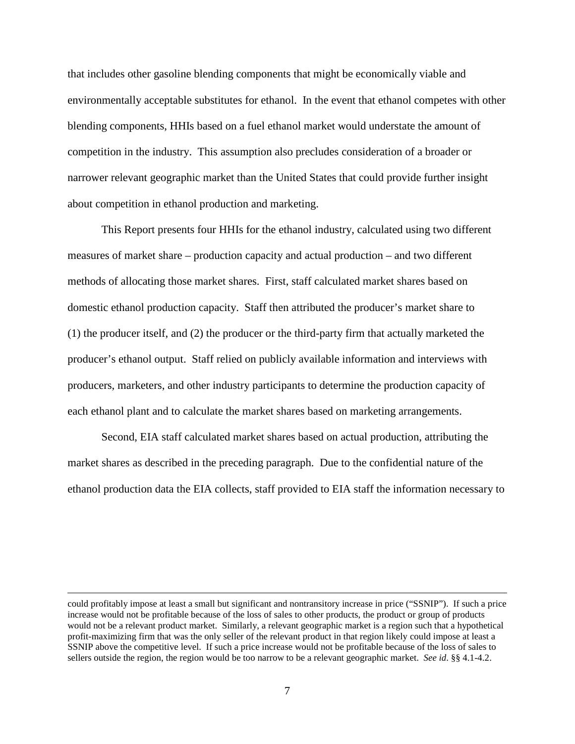that includes other gasoline blending components that might be economically viable and environmentally acceptable substitutes for ethanol. In the event that ethanol competes with other blending components, HHIs based on a fuel ethanol market would understate the amount of competition in the industry. This assumption also precludes consideration of a broader or narrower relevant geographic market than the United States that could provide further insight about competition in ethanol production and marketing.

This Report presents four HHIs for the ethanol industry, calculated using two different measures of market share – production capacity and actual production – and two different methods of allocating those market shares. First, staff calculated market shares based on domestic ethanol production capacity. Staff then attributed the producer's market share to (1) the producer itself, and (2) the producer or the third-party firm that actually marketed the producer's ethanol output. Staff relied on publicly available information and interviews with producers, marketers, and other industry participants to determine the production capacity of each ethanol plant and to calculate the market shares based on marketing arrangements.

Second, EIA staff calculated market shares based on actual production, attributing the market shares as described in the preceding paragraph. Due to the confidential nature of the ethanol production data the EIA collects, staff provided to EIA staff the information necessary to

---

could profitably impose at least a small but significant and nontransitory increase in price ("SSNIP"). If such a price increase would not be profitable because of the loss of sales to other products, the product or group of products would not be a relevant product market. Similarly, a relevant geographic market is a region such that a hypothetical profit-maximizing firm that was the only seller of the relevant product in that region likely could impose at least a SSNIP above the competitive level. If such a price increase would not be profitable because of the loss of sales to sellers outside the region, the region would be too narrow to be a relevant geographic market. *See id*. §§ 4.1-4.2.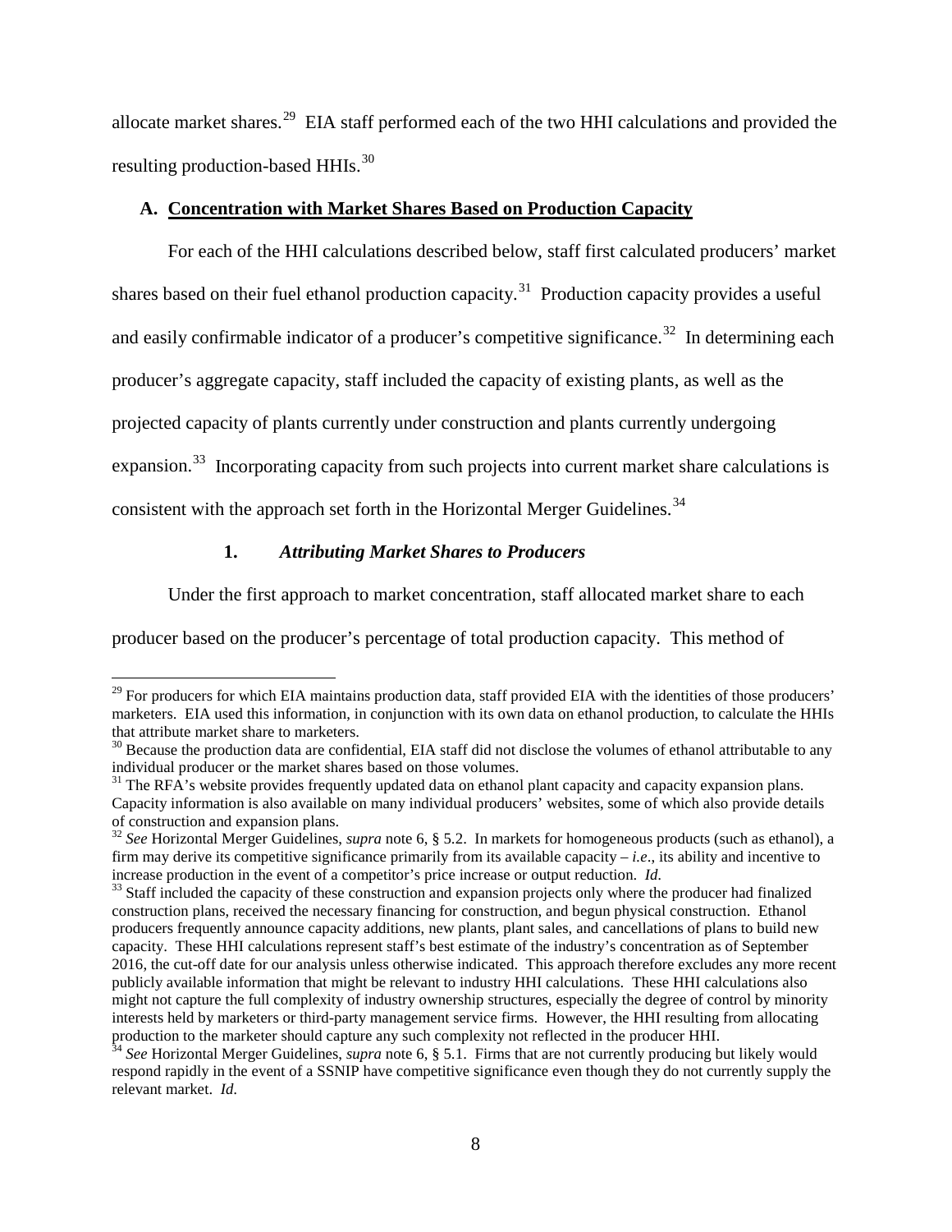allocate market shares.[29] EIA staff performed each of the two HHI calculations and provided the resulting production-based HHIs.[30]

### A. Concentration with Market Shares Based on Production Capacity

For each of the HHI calculations described below, staff first calculated producers' market shares based on their fuel ethanol production capacity.[31] Production capacity provides a useful and easily confirmable indicator of a producer's competitive significance.[32] In determining each producer's aggregate capacity, staff included the capacity of existing plants, as well as the projected capacity of plants currently under construction and plants currently undergoing expansion.[33] Incorporating capacity from such projects into current market share calculations is consistent with the approach set forth in the Horizontal Merger Guidelines.[34]

#### 1. *Attributing Market Shares to Producers*

Under the first approach to market concentration, staff allocated market share to each producer based on the producer's percentage of total production capacity. This method of

---

[29] For producers for which EIA maintains production data, staff provided EIA with the identities of those producers' marketers. EIA used this information, in conjunction with its own data on ethanol production, to calculate the HHIs that attribute market share to marketers.

[30] Because the production data are confidential, EIA staff did not disclose the volumes of ethanol attributable to any individual producer or the market shares based on those volumes.

[31] The RFA's website provides frequently updated data on ethanol plant capacity and capacity expansion plans. Capacity information is also available on many individual producers' websites, some of which also provide details of construction and expansion plans.

[32] *See* Horizontal Merger Guidelines, *supra* note 6, § 5.2. In markets for homogeneous products (such as ethanol), a firm may derive its competitive significance primarily from its available capacity – *i.e*., its ability and incentive to increase production in the event of a competitor's price increase or output reduction. *Id.*

[33] Staff included the capacity of these construction and expansion projects only where the producer had finalized construction plans, received the necessary financing for construction, and begun physical construction. Ethanol producers frequently announce capacity additions, new plants, plant sales, and cancellations of plans to build new capacity. These HHI calculations represent staff's best estimate of the industry's concentration as of September 2016, the cut-off date for our analysis unless otherwise indicated. This approach therefore excludes any more recent publicly available information that might be relevant to industry HHI calculations. These HHI calculations also might not capture the full complexity of industry ownership structures, especially the degree of control by minority interests held by marketers or third-party management service firms. However, the HHI resulting from allocating production to the marketer should capture any such complexity not reflected in the producer HHI.

[34] *See* Horizontal Merger Guidelines, *supra* note 6, § 5.1. Firms that are not currently producing but likely would respond rapidly in the event of a SSNIP have competitive significance even though they do not currently supply the relevant market. *Id.*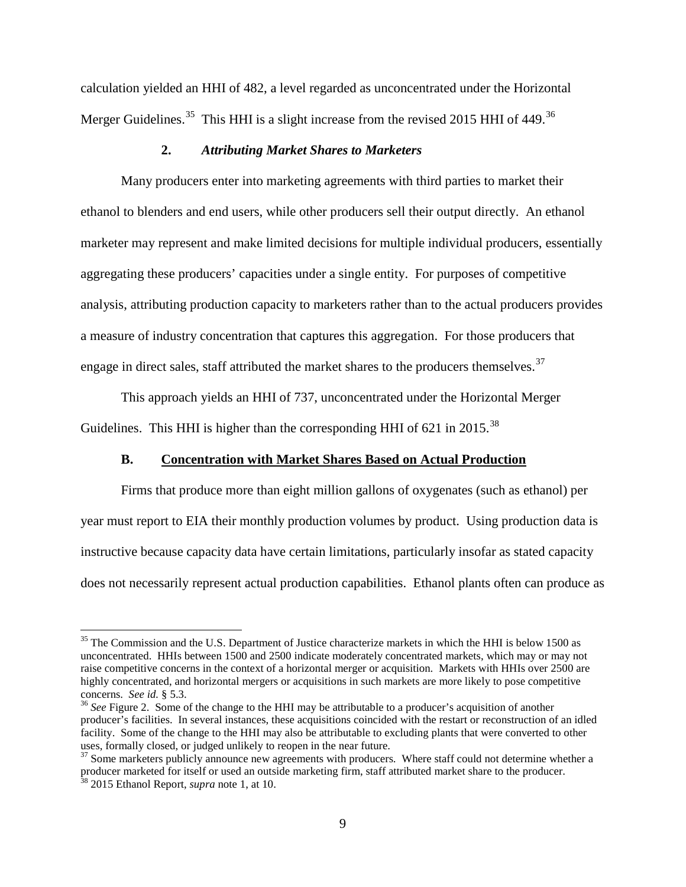calculation yielded an HHI of 482, a level regarded as unconcentrated under the Horizontal Merger Guidelines.[35] This HHI is a slight increase from the revised 2015 HHI of 449.[36]

### 2. *Attributing Market Shares to Marketers*

Many producers enter into marketing agreements with third parties to market their ethanol to blenders and end users, while other producers sell their output directly. An ethanol marketer may represent and make limited decisions for multiple individual producers, essentially aggregating these producers' capacities under a single entity. For purposes of competitive analysis, attributing production capacity to marketers rather than to the actual producers provides a measure of industry concentration that captures this aggregation. For those producers that engage in direct sales, staff attributed the market shares to the producers themselves.[37]

This approach yields an HHI of 737, unconcentrated under the Horizontal Merger Guidelines. This HHI is higher than the corresponding HHI of 621 in 2015.[38]

## B. Concentration with Market Shares Based on Actual Production

Firms that produce more than eight million gallons of oxygenates (such as ethanol) per year must report to EIA their monthly production volumes by product. Using production data is instructive because capacity data have certain limitations, particularly insofar as stated capacity does not necessarily represent actual production capabilities. Ethanol plants often can produce as

---

[35] The Commission and the U.S. Department of Justice characterize markets in which the HHI is below 1500 as unconcentrated. HHIs between 1500 and 2500 indicate moderately concentrated markets, which may or may not raise competitive concerns in the context of a horizontal merger or acquisition. Markets with HHIs over 2500 are highly concentrated, and horizontal mergers or acquisitions in such markets are more likely to pose competitive concerns. *See id.* § 5.3.

[36] *See* Figure 2. Some of the change to the HHI may be attributable to a producer's acquisition of another producer's facilities. In several instances, these acquisitions coincided with the restart or reconstruction of an idled facility. Some of the change to the HHI may also be attributable to excluding plants that were converted to other uses, formally closed, or judged unlikely to reopen in the near future.

[37] Some marketers publicly announce new agreements with producers. Where staff could not determine whether a producer marketed for itself or used an outside marketing firm, staff attributed market share to the producer.

[38] 2015 Ethanol Report, *supra* note 1, at 10.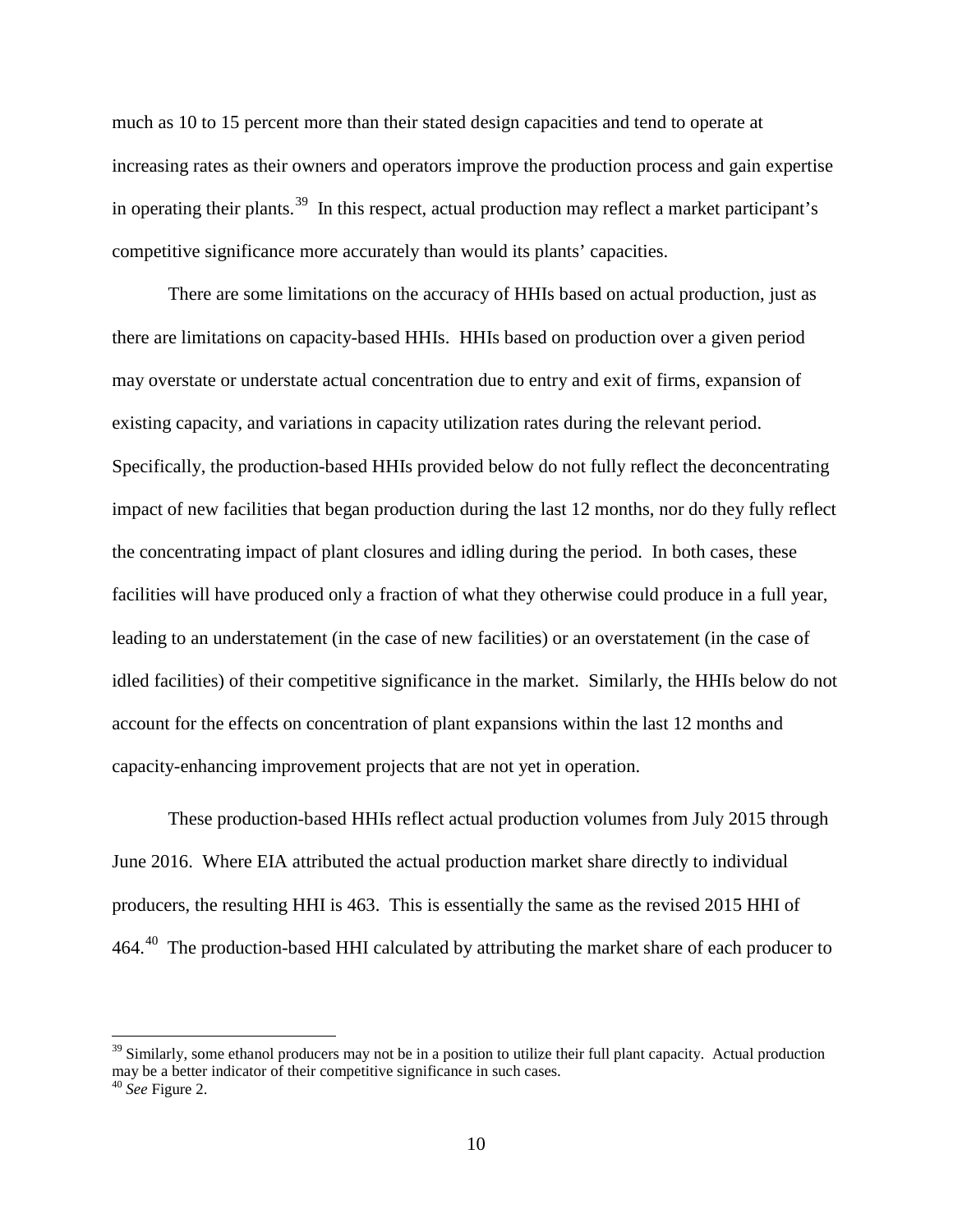much as 10 to 15 percent more than their stated design capacities and tend to operate at increasing rates as their owners and operators improve the production process and gain expertise in operating their plants.[39] In this respect, actual production may reflect a market participant's competitive significance more accurately than would its plants' capacities.

There are some limitations on the accuracy of HHIs based on actual production, just as there are limitations on capacity-based HHIs. HHIs based on production over a given period may overstate or understate actual concentration due to entry and exit of firms, expansion of existing capacity, and variations in capacity utilization rates during the relevant period. Specifically, the production-based HHIs provided below do not fully reflect the deconcentrating impact of new facilities that began production during the last 12 months, nor do they fully reflect the concentrating impact of plant closures and idling during the period. In both cases, these facilities will have produced only a fraction of what they otherwise could produce in a full year, leading to an understatement (in the case of new facilities) or an overstatement (in the case of idled facilities) of their competitive significance in the market. Similarly, the HHIs below do not account for the effects on concentration of plant expansions within the last 12 months and capacity-enhancing improvement projects that are not yet in operation.

These production-based HHIs reflect actual production volumes from July 2015 through June 2016. Where EIA attributed the actual production market share directly to individual producers, the resulting HHI is 463. This is essentially the same as the revised 2015 HHI of 464.[40] The production-based HHI calculated by attributing the market share of each producer to

---

[39] Similarly, some ethanol producers may not be in a position to utilize their full plant capacity. Actual production may be a better indicator of their competitive significance in such cases.

[40] *See* Figure 2.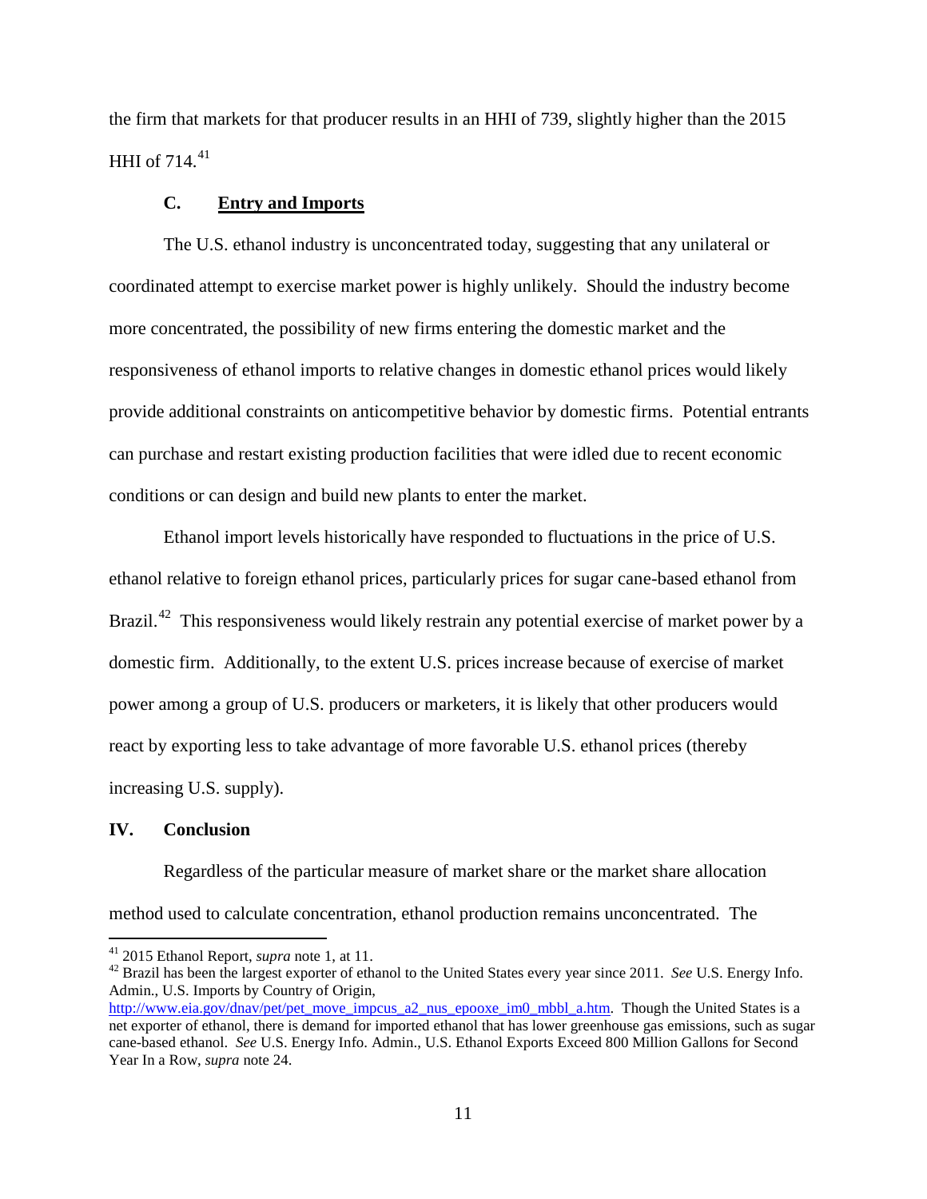the firm that markets for that producer results in an HHI of 739, slightly higher than the 2015 HHI of 714.[41]

### C. Entry and Imports

The U.S. ethanol industry is unconcentrated today, suggesting that any unilateral or coordinated attempt to exercise market power is highly unlikely. Should the industry become more concentrated, the possibility of new firms entering the domestic market and the responsiveness of ethanol imports to relative changes in domestic ethanol prices would likely provide additional constraints on anticompetitive behavior by domestic firms. Potential entrants can purchase and restart existing production facilities that were idled due to recent economic conditions or can design and build new plants to enter the market.

Ethanol import levels historically have responded to fluctuations in the price of U.S. ethanol relative to foreign ethanol prices, particularly prices for sugar cane-based ethanol from Brazil.[42] This responsiveness would likely restrain any potential exercise of market power by a domestic firm. Additionally, to the extent U.S. prices increase because of exercise of market power among a group of U.S. producers or marketers, it is likely that other producers would react by exporting less to take advantage of more favorable U.S. ethanol prices (thereby increasing U.S. supply).

## IV. Conclusion

Regardless of the particular measure of market share or the market share allocation method used to calculate concentration, ethanol production remains unconcentrated. The

---

[41] 2015 Ethanol Report, *supra* note 1, at 11.

[42] Brazil has been the largest exporter of ethanol to the United States every year since 2011. *See* U.S. Energy Info. Admin., U.S. Imports by Country of Origin, http://www.eia.gov/dnav/pet/pet_move_impcus_a2_nus_epooxe_im0_mbbl_a.htm. Though the United States is a net exporter of ethanol, there is demand for imported ethanol that has lower greenhouse gas emissions, such as sugar cane-based ethanol. *See* U.S. Energy Info. Admin., U.S. Ethanol Exports Exceed 800 Million Gallons for Second Year In a Row, *supra* note 24.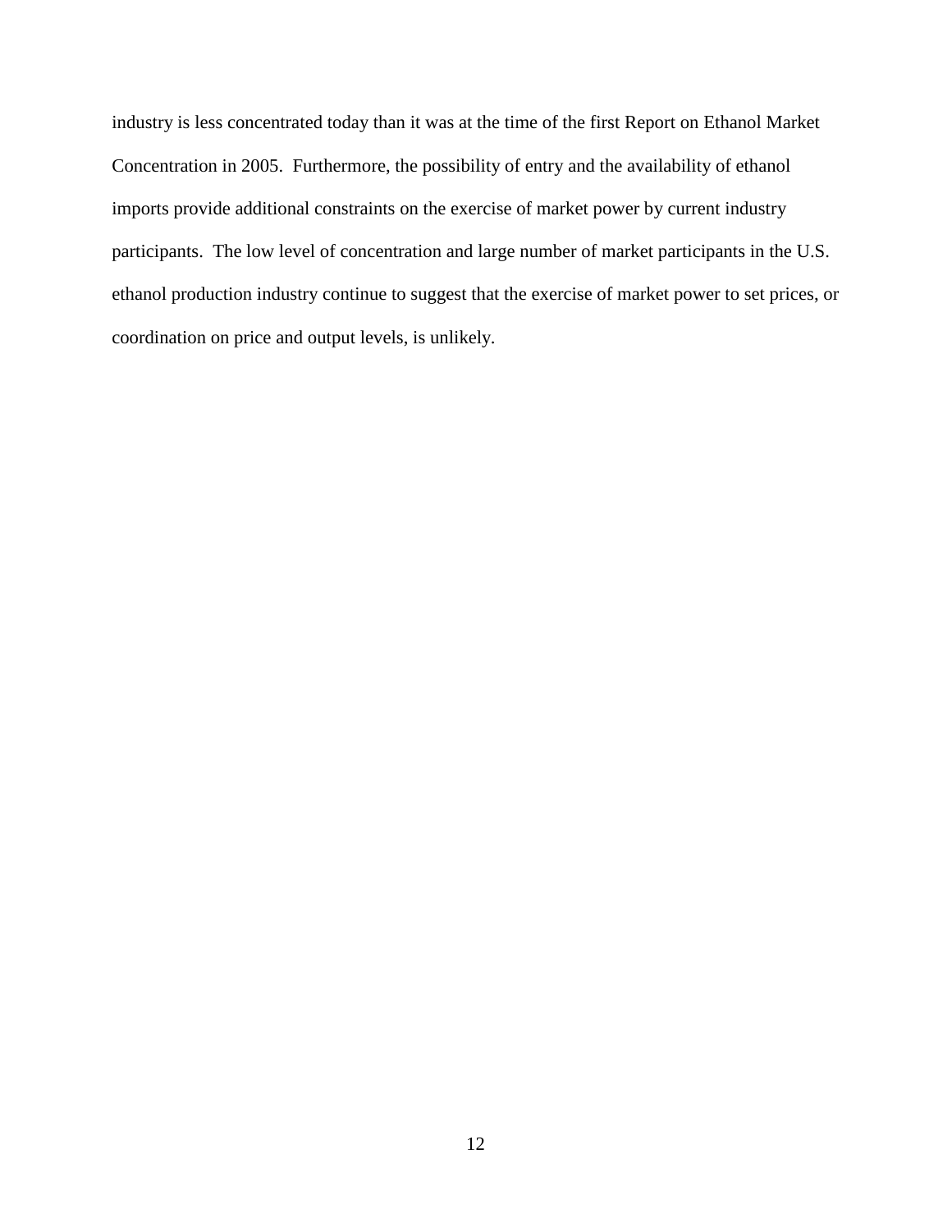industry is less concentrated today than it was at the time of the first Report on Ethanol Market Concentration in 2005. Furthermore, the possibility of entry and the availability of ethanol imports provide additional constraints on the exercise of market power by current industry participants. The low level of concentration and large number of market participants in the U.S. ethanol production industry continue to suggest that the exercise of market power to set prices, or coordination on price and output levels, is unlikely.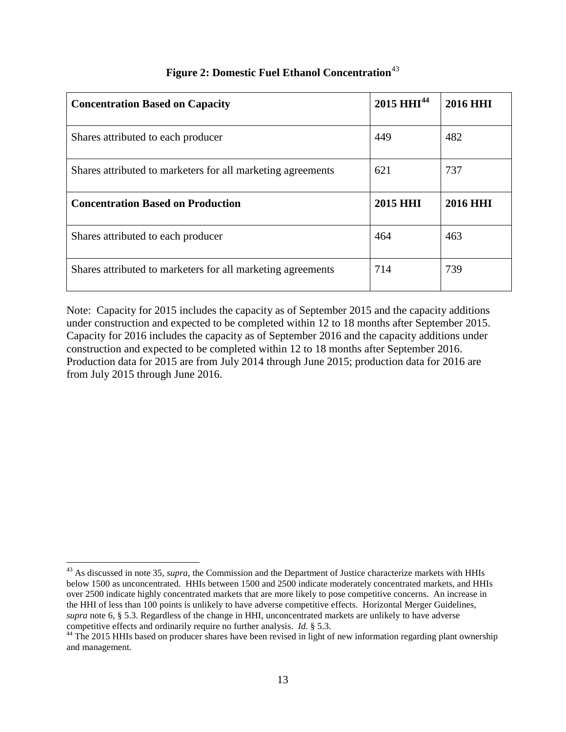**Figure 2: Domestic Fuel Ethanol Concentration**[43]

| **Concentration Based on Capacity** | **2015 HHI**[44] | **2016 HHI** |
|---|---|---|
| Shares attributed to each producer | 449 | 482 |
| Shares attributed to marketers for all marketing agreements | 621 | 737 |
| **Concentration Based on Production** | **2015 HHI** | **2016 HHI** |
| Shares attributed to each producer | 464 | 463 |
| Shares attributed to marketers for all marketing agreements | 714 | 739 |

Note: Capacity for 2015 includes the capacity as of September 2015 and the capacity additions under construction and expected to be completed within 12 to 18 months after September 2015. Capacity for 2016 includes the capacity as of September 2016 and the capacity additions under construction and expected to be completed within 12 to 18 months after September 2016. Production data for 2015 are from July 2014 through June 2015; production data for 2016 are from July 2015 through June 2016.

---

[43] As discussed in note 35, *supra*, the Commission and the Department of Justice characterize markets with HHIs below 1500 as unconcentrated. HHIs between 1500 and 2500 indicate moderately concentrated markets, and HHIs over 2500 indicate highly concentrated markets that are more likely to pose competitive concerns. An increase in the HHI of less than 100 points is unlikely to have adverse competitive effects. Horizontal Merger Guidelines, *supra* note 6, § 5.3. Regardless of the change in HHI, unconcentrated markets are unlikely to have adverse competitive effects and ordinarily require no further analysis. *Id.* § 5.3.

[44] The 2015 HHIs based on producer shares have been revised in light of new information regarding plant ownership and management.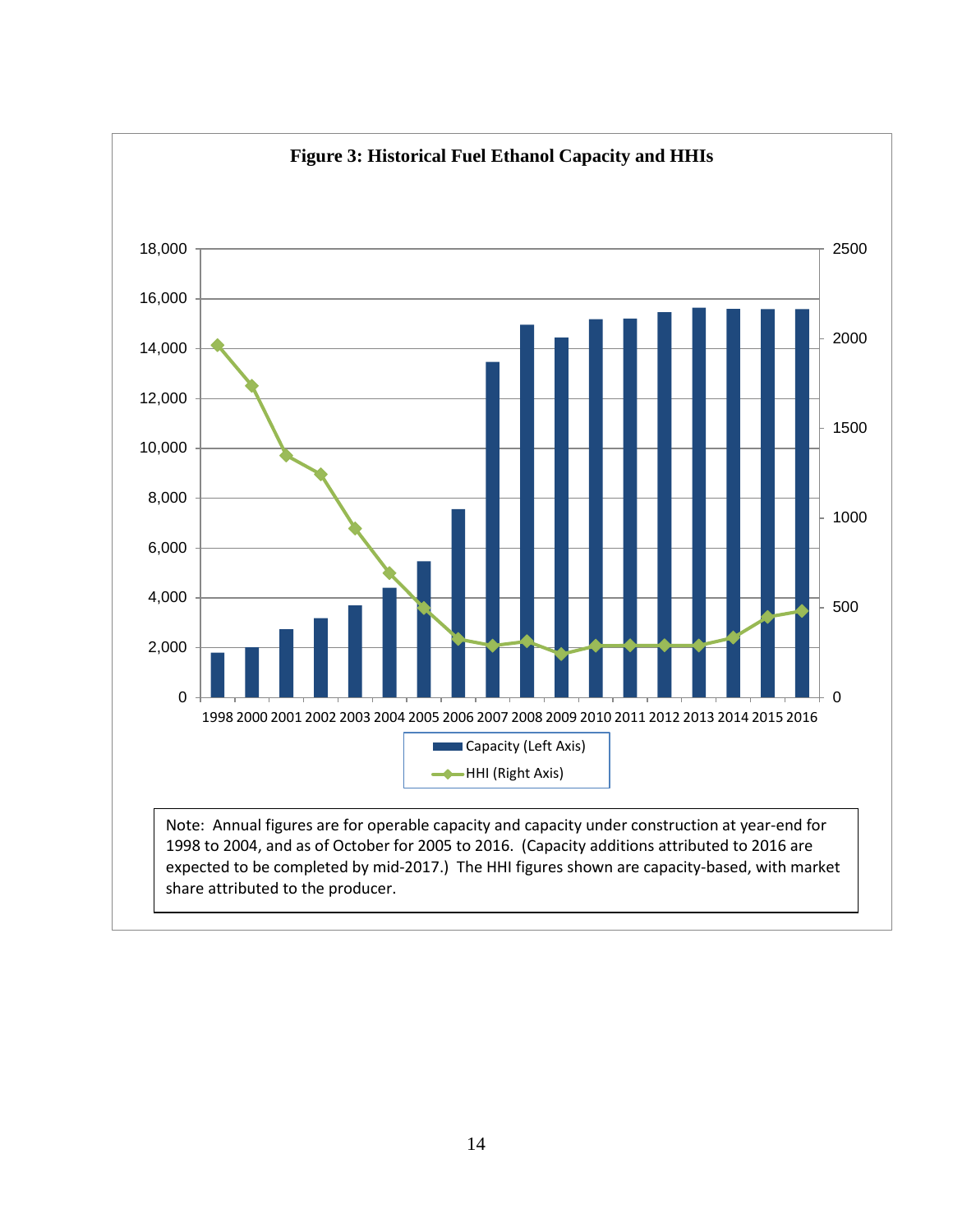**Figure 3: Historical Fuel Ethanol Capacity and HHIs**

18,000
16,000
14,000
12,000
10,000
8,000
6,000
4,000
2,000
0

2500
2000
1500
1000
500
0

1998 2000 2001 2002 2003 2004 2005 2006 2007 2008 2009 2010 2011 2012 2013 2014 2015 2016

Capacity (Left Axis)
HHI (Right Axis)

Note: Annual figures are for operable capacity and capacity under construction at year-end for 1998 to 2004, and as of October for 2005 to 2016. (Capacity additions attributed to 2016 are expected to be completed by mid-2017.) The HHI figures shown are capacity-based, with market share attributed to the producer.